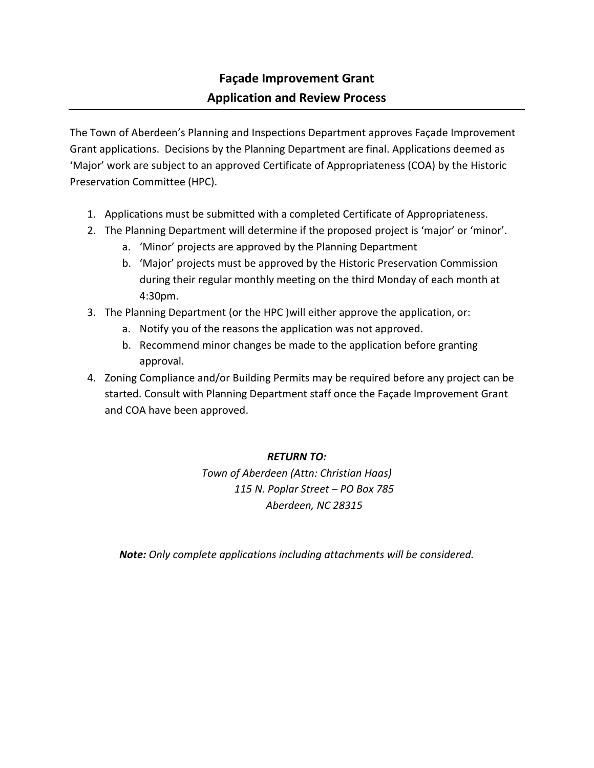# Façade Improvement Grant
# Application and Review Process

---

The Town of Aberdeen's Planning and Inspections Department approves Façade Improvement Grant applications. Decisions by the Planning Department are final. Applications deemed as 'Major' work are subject to an approved Certificate of Appropriateness (COA) by the Historic Preservation Committee (HPC).

1. Applications must be submitted with a completed Certificate of Appropriateness.
2. The Planning Department will determine if the proposed project is 'major' or 'minor'.
   a. 'Minor' projects are approved by the Planning Department
   b. 'Major' projects must be approved by the Historic Preservation Commission during their regular monthly meeting on the third Monday of each month at 4:30pm.
3. The Planning Department (or the HPC )will either approve the application, or:
   a. Notify you of the reasons the application was not approved.
   b. Recommend minor changes be made to the application before granting approval.
4. Zoning Compliance and/or Building Permits may be required before any project can be started. Consult with Planning Department staff once the Façade Improvement Grant and COA have been approved.

***RETURN TO:***

*Town of Aberdeen (Attn: Christian Haas)*
*115 N. Poplar Street – PO Box 785*
*Aberdeen, NC 28315*

***Note:*** *Only complete applications including attachments will be considered.*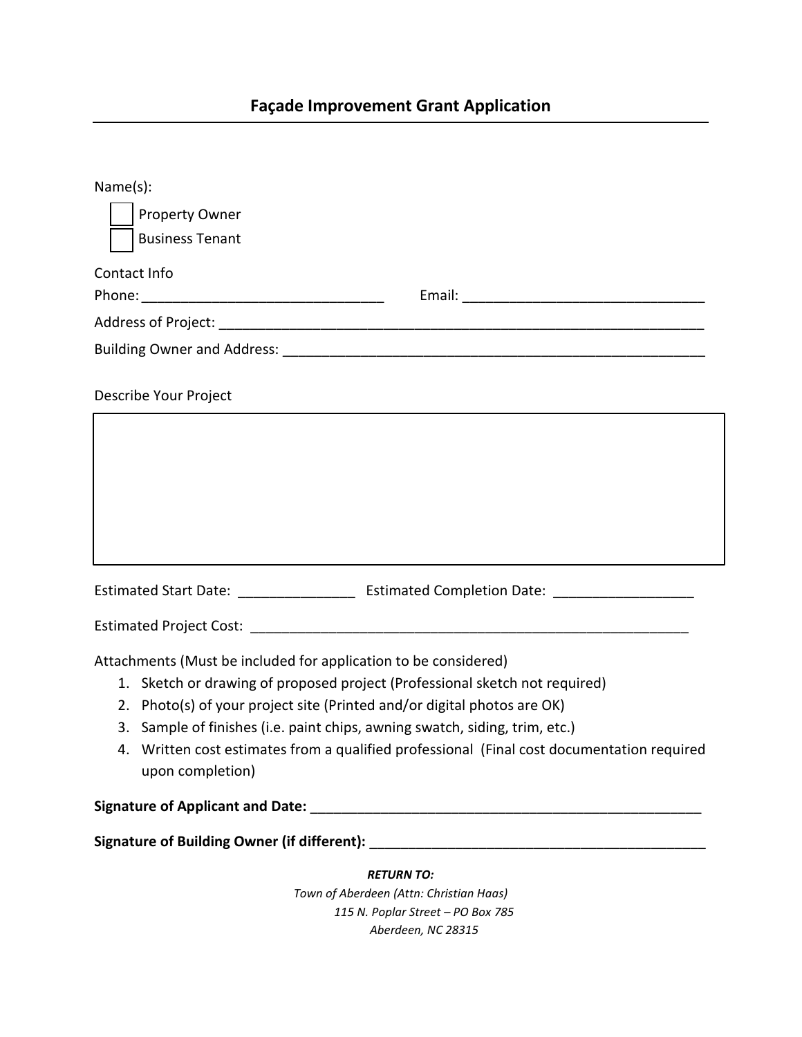# Façade Improvement Grant Application

Name(s):

☐ Property Owner

☐ Business Tenant

Contact Info

Phone: _______________________________ Email: _______________________________

Address of Project: _________________________________________________________________

Building Owner and Address: _________________________________________________________

Describe Your Project

| |
|---|
| |

Estimated Start Date: _______________ Estimated Completion Date: __________________

Estimated Project Cost: ___________________________________________________________

Attachments (Must be included for application to be considered)

1. Sketch or drawing of proposed project (Professional sketch not required)
2. Photo(s) of your project site (Printed and/or digital photos are OK)
3. Sample of finishes (i.e. paint chips, awning swatch, siding, trim, etc.)
4. Written cost estimates from a qualified professional (Final cost documentation required upon completion)

**Signature of Applicant and Date:** _____________________________________________________

**Signature of Building Owner (if different):** ____________________________________________

***RETURN TO:***

*Town of Aberdeen (Attn: Christian Haas)*

*115 N. Poplar Street – PO Box 785*

*Aberdeen, NC 28315*